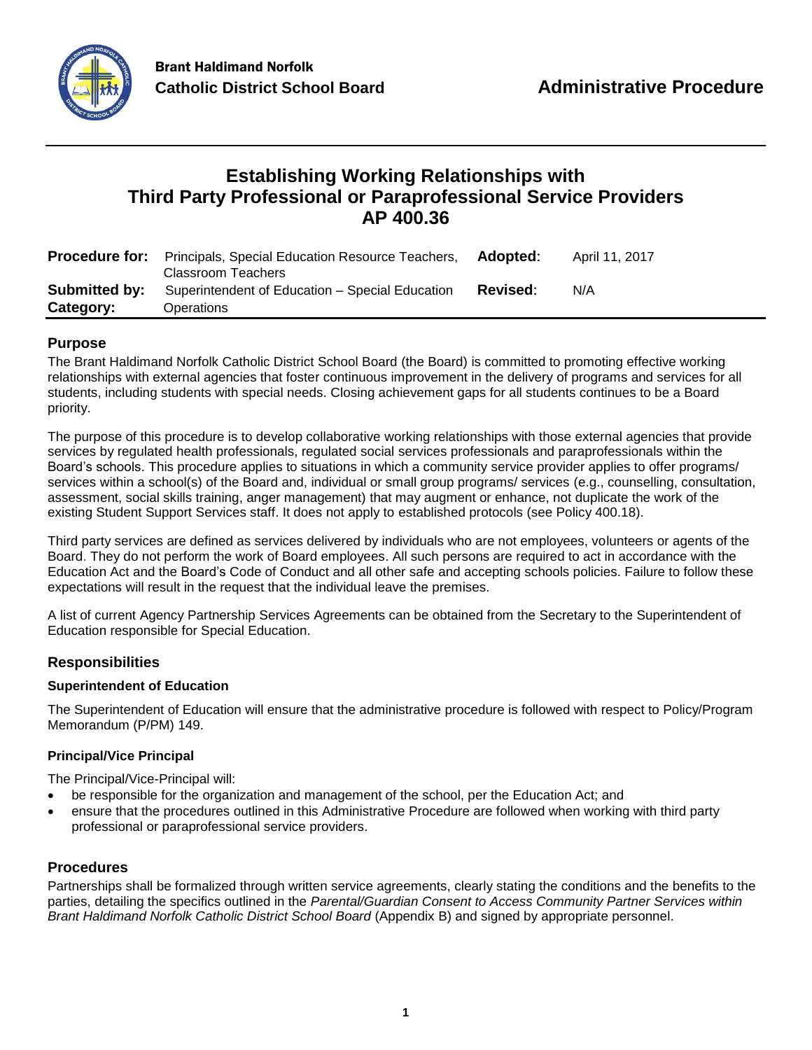Brant Haldimand Norfolk
**Catholic District School Board**

**Administrative Procedure**

# Establishing Working Relationships with Third Party Professional or Paraprofessional Service Providers AP 400.36

| | | | |
|---|---|---|---|
| **Procedure for:** | Principals, Special Education Resource Teachers, Classroom Teachers | **Adopted**: | April 11, 2017 |
| **Submitted by:** | Superintendent of Education – Special Education | **Revised**: | N/A |
| **Category:** | Operations | | |

## Purpose

The Brant Haldimand Norfolk Catholic District School Board (the Board) is committed to promoting effective working relationships with external agencies that foster continuous improvement in the delivery of programs and services for all students, including students with special needs. Closing achievement gaps for all students continues to be a Board priority.

The purpose of this procedure is to develop collaborative working relationships with those external agencies that provide services by regulated health professionals, regulated social services professionals and paraprofessionals within the Board's schools. This procedure applies to situations in which a community service provider applies to offer programs/ services within a school(s) of the Board and, individual or small group programs/ services (e.g., counselling, consultation, assessment, social skills training, anger management) that may augment or enhance, not duplicate the work of the existing Student Support Services staff. It does not apply to established protocols (see Policy 400.18).

Third party services are defined as services delivered by individuals who are not employees, volunteers or agents of the Board. They do not perform the work of Board employees. All such persons are required to act in accordance with the Education Act and the Board's Code of Conduct and all other safe and accepting schools policies. Failure to follow these expectations will result in the request that the individual leave the premises.

A list of current Agency Partnership Services Agreements can be obtained from the Secretary to the Superintendent of Education responsible for Special Education.

## Responsibilities

### Superintendent of Education

The Superintendent of Education will ensure that the administrative procedure is followed with respect to Policy/Program Memorandum (P/PM) 149.

### Principal/Vice Principal

The Principal/Vice-Principal will:

- be responsible for the organization and management of the school, per the Education Act; and
- ensure that the procedures outlined in this Administrative Procedure are followed when working with third party professional or paraprofessional service providers.

## Procedures

Partnerships shall be formalized through written service agreements, clearly stating the conditions and the benefits to the parties, detailing the specifics outlined in the *Parental/Guardian Consent to Access Community Partner Services within Brant Haldimand Norfolk Catholic District School Board* (Appendix B) and signed by appropriate personnel.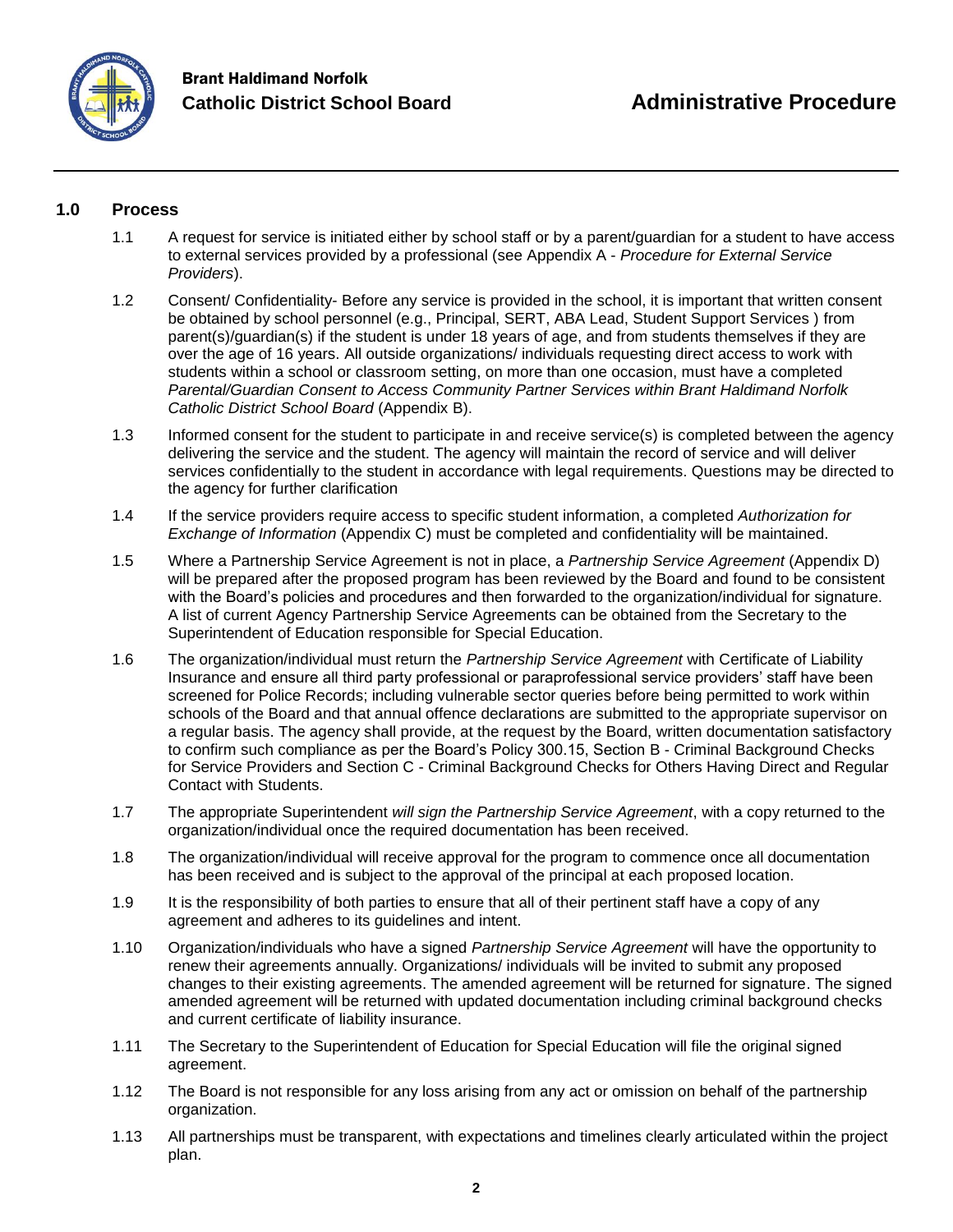## 1.0 Process

1.1 A request for service is initiated either by school staff or by a parent/guardian for a student to have access to external services provided by a professional (see Appendix A - *Procedure for External Service Providers*).

1.2 Consent/ Confidentiality- Before any service is provided in the school, it is important that written consent be obtained by school personnel (e.g., Principal, SERT, ABA Lead, Student Support Services ) from parent(s)/guardian(s) if the student is under 18 years of age, and from students themselves if they are over the age of 16 years. All outside organizations/ individuals requesting direct access to work with students within a school or classroom setting, on more than one occasion, must have a completed *Parental/Guardian Consent to Access Community Partner Services within Brant Haldimand Norfolk Catholic District School Board* (Appendix B).

1.3 Informed consent for the student to participate in and receive service(s) is completed between the agency delivering the service and the student. The agency will maintain the record of service and will deliver services confidentially to the student in accordance with legal requirements. Questions may be directed to the agency for further clarification

1.4 If the service providers require access to specific student information, a completed *Authorization for Exchange of Information* (Appendix C) must be completed and confidentiality will be maintained.

1.5 Where a Partnership Service Agreement is not in place, a *Partnership Service Agreement* (Appendix D) will be prepared after the proposed program has been reviewed by the Board and found to be consistent with the Board's policies and procedures and then forwarded to the organization/individual for signature. A list of current Agency Partnership Service Agreements can be obtained from the Secretary to the Superintendent of Education responsible for Special Education.

1.6 The organization/individual must return the *Partnership Service Agreement* with Certificate of Liability Insurance and ensure all third party professional or paraprofessional service providers' staff have been screened for Police Records; including vulnerable sector queries before being permitted to work within schools of the Board and that annual offence declarations are submitted to the appropriate supervisor on a regular basis. The agency shall provide, at the request by the Board, written documentation satisfactory to confirm such compliance as per the Board's Policy 300.15, Section B - Criminal Background Checks for Service Providers and Section C - Criminal Background Checks for Others Having Direct and Regular Contact with Students.

1.7 The appropriate Superintendent *will sign the Partnership Service Agreement*, with a copy returned to the organization/individual once the required documentation has been received.

1.8 The organization/individual will receive approval for the program to commence once all documentation has been received and is subject to the approval of the principal at each proposed location.

1.9 It is the responsibility of both parties to ensure that all of their pertinent staff have a copy of any agreement and adheres to its guidelines and intent.

1.10 Organization/individuals who have a signed *Partnership Service Agreement* will have the opportunity to renew their agreements annually. Organizations/ individuals will be invited to submit any proposed changes to their existing agreements. The amended agreement will be returned for signature. The signed amended agreement will be returned with updated documentation including criminal background checks and current certificate of liability insurance.

1.11 The Secretary to the Superintendent of Education for Special Education will file the original signed agreement.

1.12 The Board is not responsible for any loss arising from any act or omission on behalf of the partnership organization.

1.13 All partnerships must be transparent, with expectations and timelines clearly articulated within the project plan.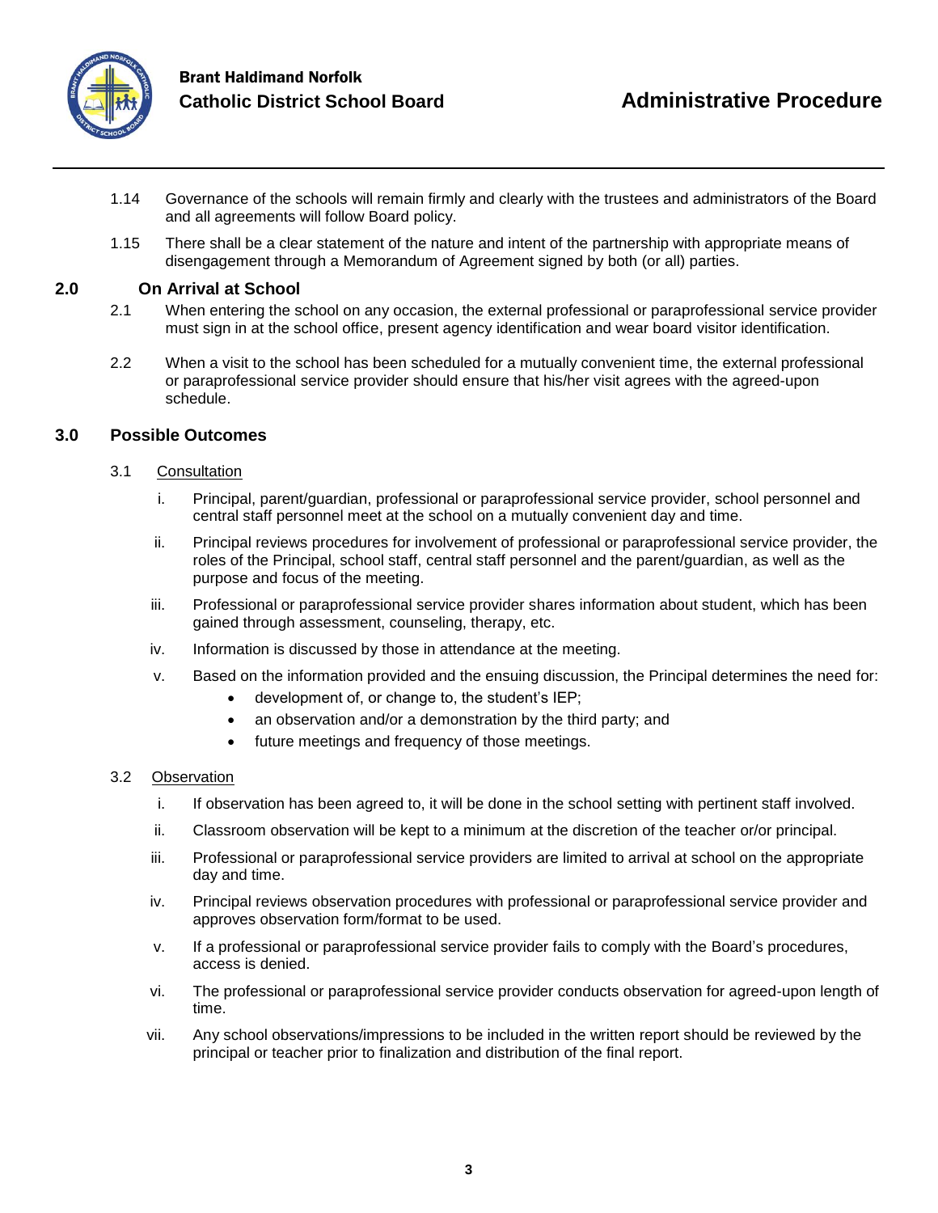1.14 Governance of the schools will remain firmly and clearly with the trustees and administrators of the Board and all agreements will follow Board policy.

1.15 There shall be a clear statement of the nature and intent of the partnership with appropriate means of disengagement through a Memorandum of Agreement signed by both (or all) parties.

## 2.0 On Arrival at School

2.1 When entering the school on any occasion, the external professional or paraprofessional service provider must sign in at the school office, present agency identification and wear board visitor identification.

2.2 When a visit to the school has been scheduled for a mutually convenient time, the external professional or paraprofessional service provider should ensure that his/her visit agrees with the agreed-upon schedule.

## 3.0 Possible Outcomes

3.1 Consultation

i. Principal, parent/guardian, professional or paraprofessional service provider, school personnel and central staff personnel meet at the school on a mutually convenient day and time.

ii. Principal reviews procedures for involvement of professional or paraprofessional service provider, the roles of the Principal, school staff, central staff personnel and the parent/guardian, as well as the purpose and focus of the meeting.

iii. Professional or paraprofessional service provider shares information about student, which has been gained through assessment, counseling, therapy, etc.

iv. Information is discussed by those in attendance at the meeting.

v. Based on the information provided and the ensuing discussion, the Principal determines the need for:
- development of, or change to, the student's IEP;
- an observation and/or a demonstration by the third party; and
- future meetings and frequency of those meetings.

3.2 Observation

i. If observation has been agreed to, it will be done in the school setting with pertinent staff involved.

ii. Classroom observation will be kept to a minimum at the discretion of the teacher or/or principal.

iii. Professional or paraprofessional service providers are limited to arrival at school on the appropriate day and time.

iv. Principal reviews observation procedures with professional or paraprofessional service provider and approves observation form/format to be used.

v. If a professional or paraprofessional service provider fails to comply with the Board's procedures, access is denied.

vi. The professional or paraprofessional service provider conducts observation for agreed-upon length of time.

vii. Any school observations/impressions to be included in the written report should be reviewed by the principal or teacher prior to finalization and distribution of the final report.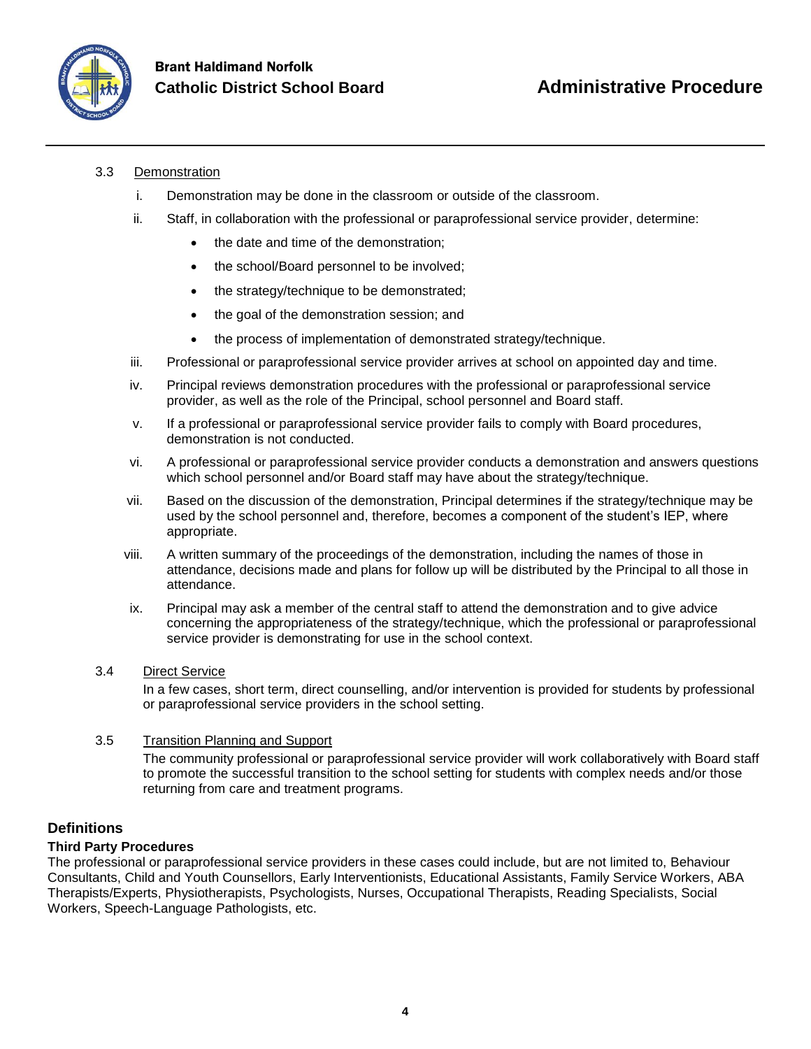3.3 Demonstration

i. Demonstration may be done in the classroom or outside of the classroom.

ii. Staff, in collaboration with the professional or paraprofessional service provider, determine:

- the date and time of the demonstration;
- the school/Board personnel to be involved;
- the strategy/technique to be demonstrated;
- the goal of the demonstration session; and
- the process of implementation of demonstrated strategy/technique.

iii. Professional or paraprofessional service provider arrives at school on appointed day and time.

iv. Principal reviews demonstration procedures with the professional or paraprofessional service provider, as well as the role of the Principal, school personnel and Board staff.

v. If a professional or paraprofessional service provider fails to comply with Board procedures, demonstration is not conducted.

vi. A professional or paraprofessional service provider conducts a demonstration and answers questions which school personnel and/or Board staff may have about the strategy/technique.

vii. Based on the discussion of the demonstration, Principal determines if the strategy/technique may be used by the school personnel and, therefore, becomes a component of the student's IEP, where appropriate.

viii. A written summary of the proceedings of the demonstration, including the names of those in attendance, decisions made and plans for follow up will be distributed by the Principal to all those in attendance.

ix. Principal may ask a member of the central staff to attend the demonstration and to give advice concerning the appropriateness of the strategy/technique, which the professional or paraprofessional service provider is demonstrating for use in the school context.

3.4 Direct Service

In a few cases, short term, direct counselling, and/or intervention is provided for students by professional or paraprofessional service providers in the school setting.

3.5 Transition Planning and Support

The community professional or paraprofessional service provider will work collaboratively with Board staff to promote the successful transition to the school setting for students with complex needs and/or those returning from care and treatment programs.

## Definitions

### Third Party Procedures

The professional or paraprofessional service providers in these cases could include, but are not limited to, Behaviour Consultants, Child and Youth Counsellors, Early Interventionists, Educational Assistants, Family Service Workers, ABA Therapists/Experts, Physiotherapists, Psychologists, Nurses, Occupational Therapists, Reading Specialists, Social Workers, Speech-Language Pathologists, etc.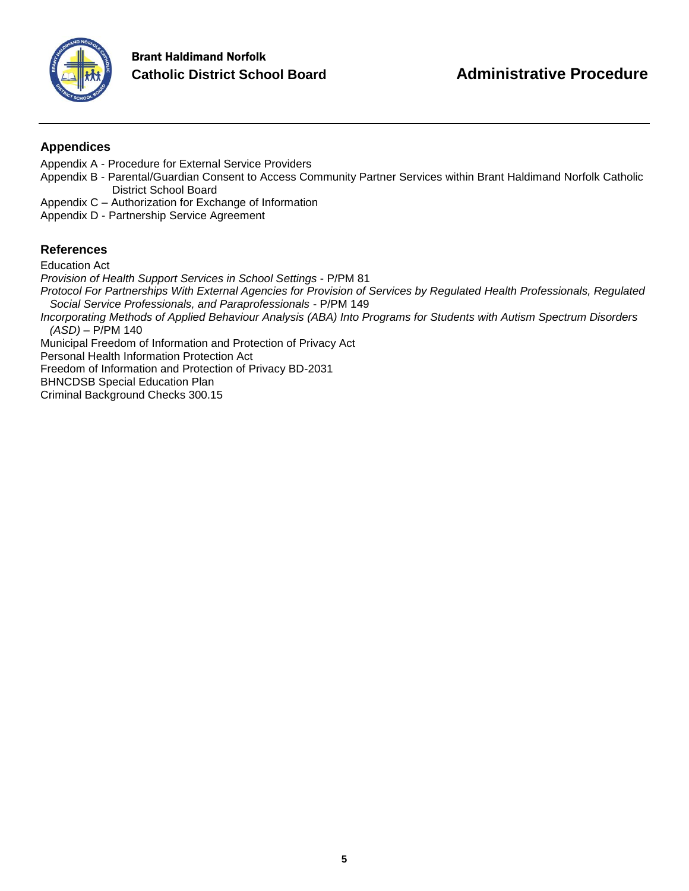## Appendices

Appendix A - Procedure for External Service Providers
Appendix B - Parental/Guardian Consent to Access Community Partner Services within Brant Haldimand Norfolk Catholic District School Board
Appendix C – Authorization for Exchange of Information
Appendix D - Partnership Service Agreement

## References

Education Act
*Provision of Health Support Services in School Settings* - P/PM 81
*Protocol For Partnerships With External Agencies for Provision of Services by Regulated Health Professionals, Regulated Social Service Professionals, and Paraprofessionals* - P/PM 149
*Incorporating Methods of Applied Behaviour Analysis (ABA) Into Programs for Students with Autism Spectrum Disorders (ASD)* – P/PM 140
Municipal Freedom of Information and Protection of Privacy Act
Personal Health Information Protection Act
Freedom of Information and Protection of Privacy BD-2031
BHNCDSB Special Education Plan
Criminal Background Checks 300.15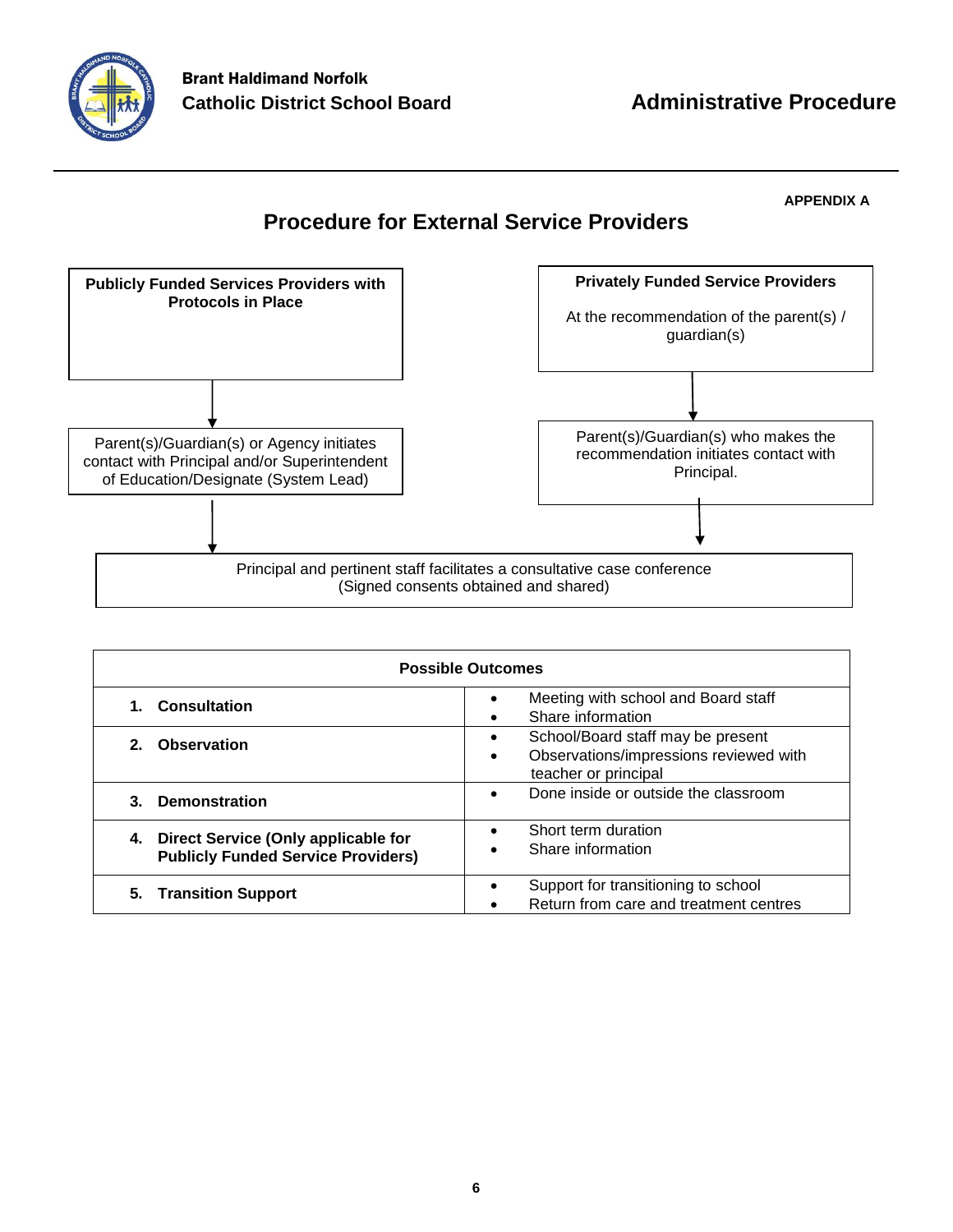**APPENDIX A**

## Procedure for External Service Providers

**Publicly Funded Services Providers with Protocols in Place**

↓

Parent(s)/Guardian(s) or Agency initiates contact with Principal and/or Superintendent of Education/Designate (System Lead)

↓

**Privately Funded Service Providers**

At the recommendation of the parent(s) / guardian(s)

↓

Parent(s)/Guardian(s) who makes the recommendation initiates contact with Principal.

↓

Principal and pertinent staff facilitates a consultative case conference (Signed consents obtained and shared)

| Possible Outcomes | |
|---|---|
| **1. Consultation** | • Meeting with school and Board staff<br>• Share information |
| **2. Observation** | • School/Board staff may be present<br>• Observations/impressions reviewed with teacher or principal |
| **3. Demonstration** | • Done inside or outside the classroom |
| **4. Direct Service (Only applicable for Publicly Funded Service Providers)** | • Short term duration<br>• Share information |
| **5. Transition Support** | • Support for transitioning to school<br>• Return from care and treatment centres |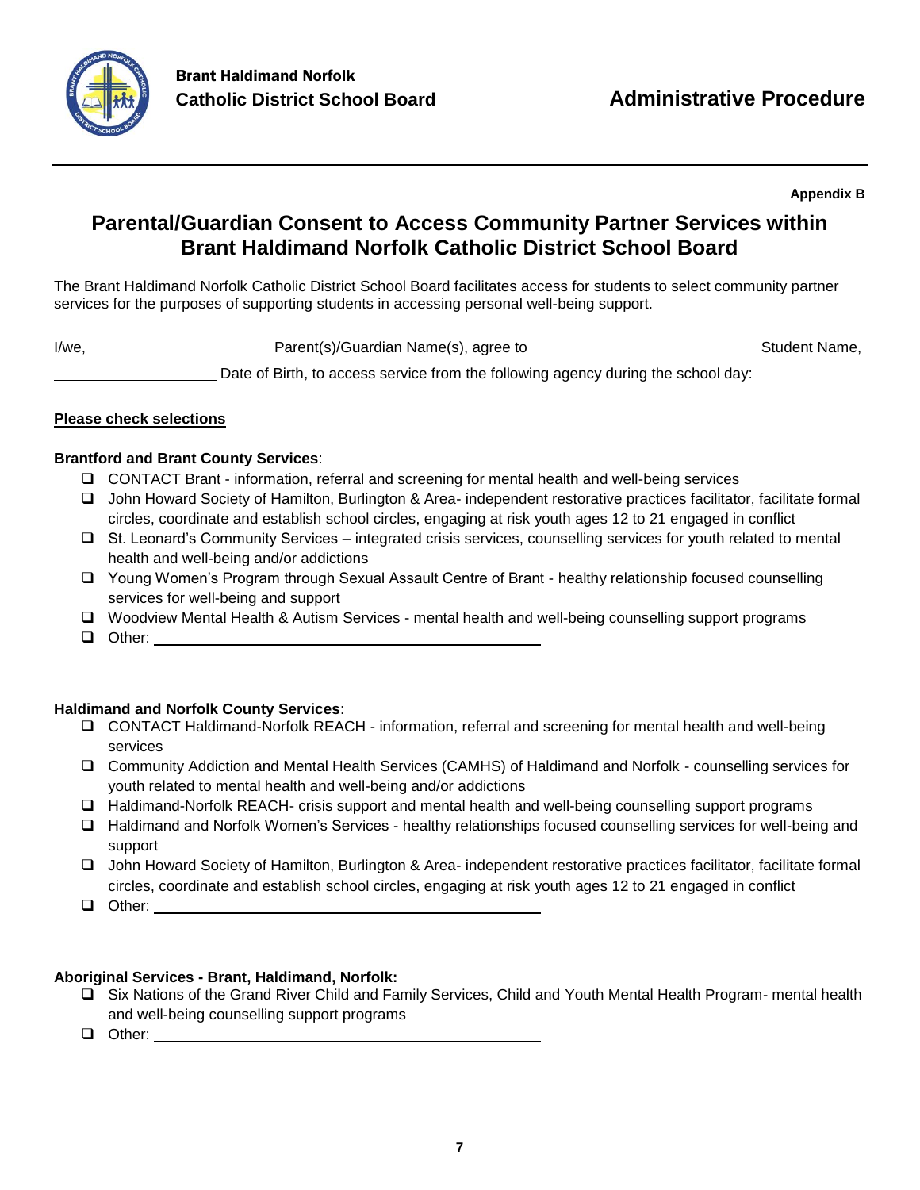Brant Haldimand Norfolk
Catholic District School Board

Administrative Procedure

Appendix B

# Parental/Guardian Consent to Access Community Partner Services within Brant Haldimand Norfolk Catholic District School Board

The Brant Haldimand Norfolk Catholic District School Board facilitates access for students to select community partner services for the purposes of supporting students in accessing personal well-being support.

I/we, ____________________ Parent(s)/Guardian Name(s), agree to ________________________ Student Name, __________________ Date of Birth, to access service from the following agency during the school day:

**<u>Please check selections</u>**

**Brantford and Brant County Services**:

- ❑ CONTACT Brant - information, referral and screening for mental health and well-being services
- ❑ John Howard Society of Hamilton, Burlington & Area- independent restorative practices facilitator, facilitate formal circles, coordinate and establish school circles, engaging at risk youth ages 12 to 21 engaged in conflict
- ❑ St. Leonard's Community Services – integrated crisis services, counselling services for youth related to mental health and well-being and/or addictions
- ❑ Young Women's Program through Sexual Assault Centre of Brant - healthy relationship focused counselling services for well-being and support
- ❑ Woodview Mental Health & Autism Services - mental health and well-being counselling support programs
- ❑ Other: ____________________________________________

**Haldimand and Norfolk County Services**:

- ❑ CONTACT Haldimand-Norfolk REACH - information, referral and screening for mental health and well-being services
- ❑ Community Addiction and Mental Health Services (CAMHS) of Haldimand and Norfolk - counselling services for youth related to mental health and well-being and/or addictions
- ❑ Haldimand-Norfolk REACH- crisis support and mental health and well-being counselling support programs
- ❑ Haldimand and Norfolk Women's Services - healthy relationships focused counselling services for well-being and support
- ❑ John Howard Society of Hamilton, Burlington & Area- independent restorative practices facilitator, facilitate formal circles, coordinate and establish school circles, engaging at risk youth ages 12 to 21 engaged in conflict
- ❑ Other: ____________________________________________

**Aboriginal Services - Brant, Haldimand, Norfolk:**

- ❑ Six Nations of the Grand River Child and Family Services, Child and Youth Mental Health Program- mental health and well-being counselling support programs
- ❑ Other: ____________________________________________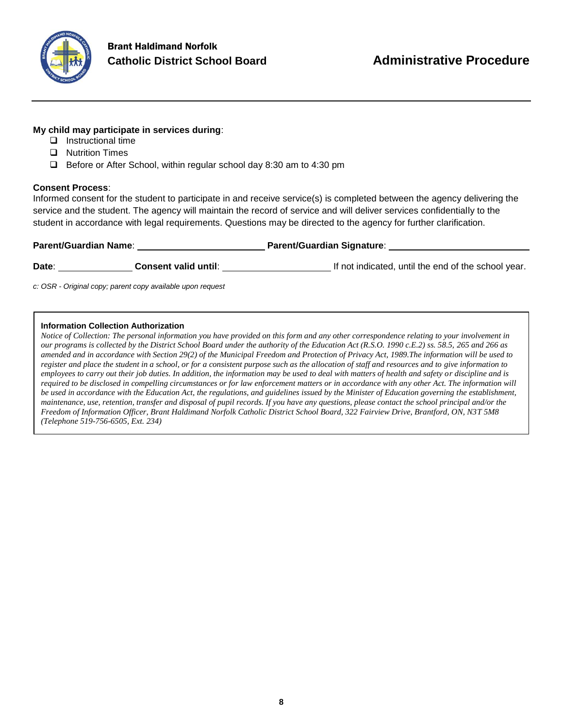**My child may participate in services during**:

- ☐ Instructional time
- ☐ Nutrition Times
- ☐ Before or After School, within regular school day 8:30 am to 4:30 pm

**Consent Process**:
Informed consent for the student to participate in and receive service(s) is completed between the agency delivering the service and the student. The agency will maintain the record of service and will deliver services confidentially to the student in accordance with legal requirements. Questions may be directed to the agency for further clarification.

**Parent/Guardian Name**: ______________________ **Parent/Guardian Signature**: ______________________

**Date**: ____________ **Consent valid until**: __________________ If not indicated, until the end of the school year.

*c: OSR - Original copy; parent copy available upon request*

**Information Collection Authorization**

*Notice of Collection: The personal information you have provided on this form and any other correspondence relating to your involvement in our programs is collected by the District School Board under the authority of the Education Act (R.S.O. 1990 c.E.2) ss. 58.5, 265 and 266 as amended and in accordance with Section 29(2) of the Municipal Freedom and Protection of Privacy Act, 1989.The information will be used to register and place the student in a school, or for a consistent purpose such as the allocation of staff and resources and to give information to employees to carry out their job duties. In addition, the information may be used to deal with matters of health and safety or discipline and is required to be disclosed in compelling circumstances or for law enforcement matters or in accordance with any other Act. The information will be used in accordance with the Education Act, the regulations, and guidelines issued by the Minister of Education governing the establishment, maintenance, use, retention, transfer and disposal of pupil records. If you have any questions, please contact the school principal and/or the Freedom of Information Officer, Brant Haldimand Norfolk Catholic District School Board, 322 Fairview Drive, Brantford, ON, N3T 5M8 (Telephone 519-756-6505, Ext. 234)*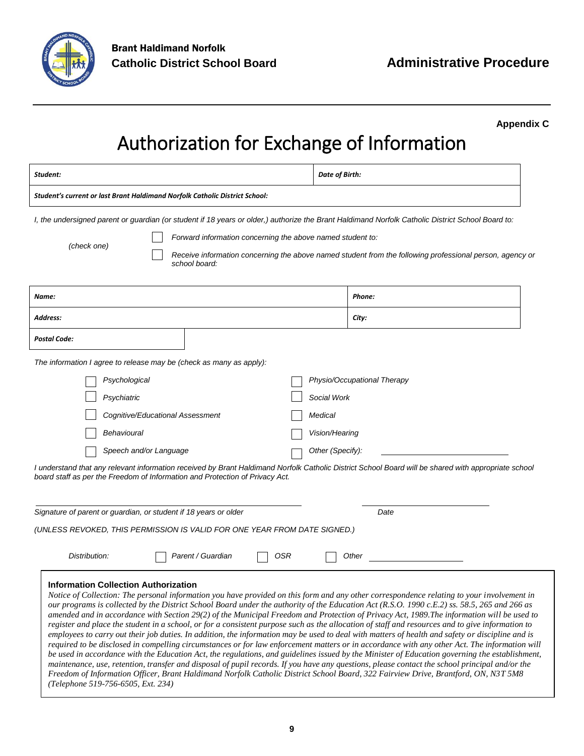**Brant Haldimand Norfolk**
**Catholic District School Board**

**Administrative Procedure**

**Appendix C**

# Authorization for Exchange of Information

| ***Student:*** | ***Date of Birth:*** |
|---|---|
| ***Student's current or last Brant Haldimand Norfolk Catholic District School:*** | |

*I, the undersigned parent or guardian (or student if 18 years or older,) authorize the Brant Haldimand Norfolk Catholic District School Board to:*

*(check one)*

- ☐ *Forward information concerning the above named student to:*
- ☐ *Receive information concerning the above named student from the following professional person, agency or school board:*

| ***Name:*** | ***Phone:*** |
|---|---|
| ***Address:*** | ***City:*** |
| ***Postal Code:*** | |

*The information I agree to release may be (check as many as apply):*

| | |
|---|---|
| ☐ *Psychological* | ☐ *Physio/Occupational Therapy* |
| ☐ *Psychiatric* | ☐ *Social Work* |
| ☐ *Cognitive/Educational Assessment* | ☐ *Medical* |
| ☐ *Behavioural* | ☐ *Vision/Hearing* |
| ☐ *Speech and/or Language* | ☐ *Other (Specify):* ____________________ |

*I understand that any relevant information received by Brant Haldimand Norfolk Catholic District School Board will be shared with appropriate school board staff as per the Freedom of Information and Protection of Privacy Act.*

_______________________________________ _______________________

*Signature of parent or guardian, or student if 18 years or older* *Date*

*(UNLESS REVOKED, THIS PERMISSION IS VALID FOR ONE YEAR FROM DATE SIGNED.)*

*Distribution:* ☐ *Parent / Guardian* ☐ *OSR* ☐ *Other* ____________________

**Information Collection Authorization**

*Notice of Collection: The personal information you have provided on this form and any other correspondence relating to your involvement in our programs is collected by the District School Board under the authority of the Education Act (R.S.O. 1990 c.E.2) ss. 58.5, 265 and 266 as amended and in accordance with Section 29(2) of the Municipal Freedom and Protection of Privacy Act, 1989.The information will be used to register and place the student in a school, or for a consistent purpose such as the allocation of staff and resources and to give information to employees to carry out their job duties. In addition, the information may be used to deal with matters of health and safety or discipline and is required to be disclosed in compelling circumstances or for law enforcement matters or in accordance with any other Act. The information will be used in accordance with the Education Act, the regulations, and guidelines issued by the Minister of Education governing the establishment, maintenance, use, retention, transfer and disposal of pupil records. If you have any questions, please contact the school principal and/or the Freedom of Information Officer, Brant Haldimand Norfolk Catholic District School Board, 322 Fairview Drive, Brantford, ON, N3T 5M8 (Telephone 519-756-6505, Ext. 234)*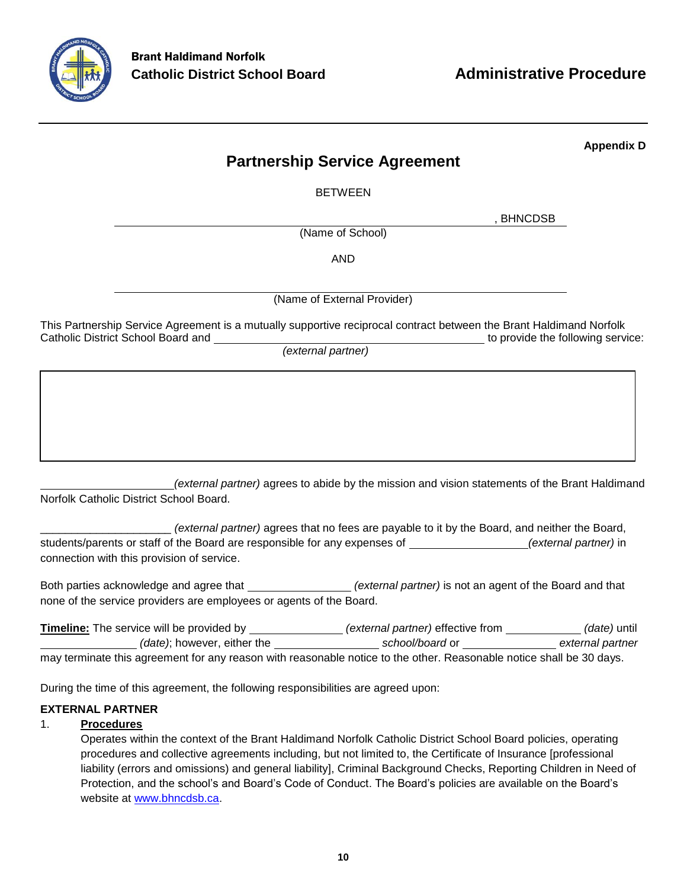**Brant Haldimand Norfolk Catholic District School Board**

**Administrative Procedure**

**Appendix D**

# Partnership Service Agreement

BETWEEN

\_\_\_\_\_\_\_\_\_\_\_\_\_\_\_\_\_\_\_\_\_\_\_\_\_\_\_\_\_\_\_\_\_\_\_\_\_\_\_\_\_\_\_\_\_\_\_\_\_\_\_\_\_\_\_\_\_\_, BHNCDSB
(Name of School)

AND

\_\_\_\_\_\_\_\_\_\_\_\_\_\_\_\_\_\_\_\_\_\_\_\_\_\_\_\_\_\_\_\_\_\_\_\_\_\_\_\_\_\_\_\_\_\_\_\_\_\_\_\_\_\_\_\_\_\_\_\_\_\_\_\_
(Name of External Provider)

This Partnership Service Agreement is a mutually supportive reciprocal contract between the Brant Haldimand Norfolk Catholic District School Board and \_\_\_\_\_\_\_\_\_\_\_\_\_\_\_\_\_\_\_\_\_\_\_\_\_\_\_\_\_\_\_\_\_\_\_\_\_\_\_\_ *(external partner)* to provide the following service:

| |
|---|
| |

\_\_\_\_\_\_\_\_\_\_\_\_\_\_\_\_\_\_\_\_\_\_*(external partner)* agrees to abide by the mission and vision statements of the Brant Haldimand Norfolk Catholic District School Board.

\_\_\_\_\_\_\_\_\_\_\_\_\_\_\_\_\_\_\_\_\_ *(external partner)* agrees that no fees are payable to it by the Board, and neither the Board, students/parents or staff of the Board are responsible for any expenses of \_\_\_\_\_\_\_\_\_\_\_\_\_\_\_\_\_\_\_*(external partner)* in connection with this provision of service.

Both parties acknowledge and agree that \_\_\_\_\_\_\_\_\_\_\_\_\_\_\_\_ *(external partner)* is not an agent of the Board and that none of the service providers are employees or agents of the Board.

**Timeline:** The service will be provided by \_\_\_\_\_\_\_\_\_\_\_\_\_\_\_ *(external partner)* effective from \_\_\_\_\_\_\_\_\_\_\_\_ *(date)* until \_\_\_\_\_\_\_\_\_\_\_\_\_\_\_ *(date)*; however, either the \_\_\_\_\_\_\_\_\_\_\_\_\_\_\_\_ *school/board* or \_\_\_\_\_\_\_\_\_\_\_\_\_\_\_ *external partner* may terminate this agreement for any reason with reasonable notice to the other. Reasonable notice shall be 30 days.

During the time of this agreement, the following responsibilities are agreed upon:

**EXTERNAL PARTNER**

1. **Procedures**
   Operates within the context of the Brant Haldimand Norfolk Catholic District School Board policies, operating procedures and collective agreements including, but not limited to, the Certificate of Insurance [professional liability (errors and omissions) and general liability], Criminal Background Checks, Reporting Children in Need of Protection, and the school's and Board's Code of Conduct. The Board's policies are available on the Board's website at www.bhncdsb.ca.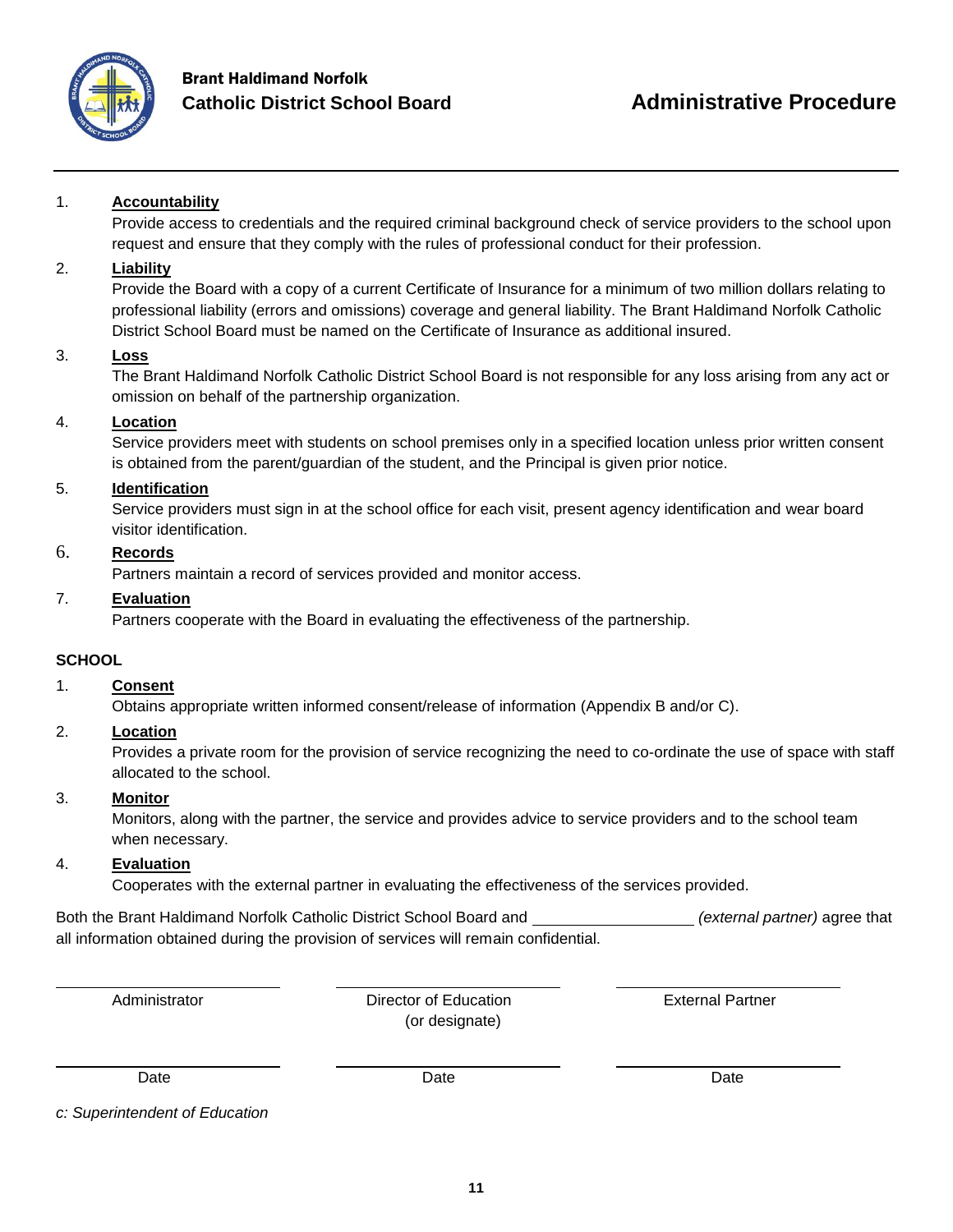1. **Accountability**
   Provide access to credentials and the required criminal background check of service providers to the school upon request and ensure that they comply with the rules of professional conduct for their profession.

2. **Liability**
   Provide the Board with a copy of a current Certificate of Insurance for a minimum of two million dollars relating to professional liability (errors and omissions) coverage and general liability. The Brant Haldimand Norfolk Catholic District School Board must be named on the Certificate of Insurance as additional insured.

3. **Loss**
   The Brant Haldimand Norfolk Catholic District School Board is not responsible for any loss arising from any act or omission on behalf of the partnership organization.

4. **Location**
   Service providers meet with students on school premises only in a specified location unless prior written consent is obtained from the parent/guardian of the student, and the Principal is given prior notice.

5. **Identification**
   Service providers must sign in at the school office for each visit, present agency identification and wear board visitor identification.

6. **Records**
   Partners maintain a record of services provided and monitor access.

7. **Evaluation**
   Partners cooperate with the Board in evaluating the effectiveness of the partnership.

**SCHOOL**

1. **Consent**
   Obtains appropriate written informed consent/release of information (Appendix B and/or C).

2. **Location**
   Provides a private room for the provision of service recognizing the need to co-ordinate the use of space with staff allocated to the school.

3. **Monitor**
   Monitors, along with the partner, the service and provides advice to service providers and to the school team when necessary.

4. **Evaluation**
   Cooperates with the external partner in evaluating the effectiveness of the services provided.

Both the Brant Haldimand Norfolk Catholic District School Board and ____________________ *(external partner)* agree that all information obtained during the provision of services will remain confidential.

| | | |
|---|---|---|
| ____________________ | ____________________ | ____________________ |
| Administrator | Director of Education (or designate) | External Partner |
| ____________________ | ____________________ | ____________________ |
| Date | Date | Date |

*c: Superintendent of Education*